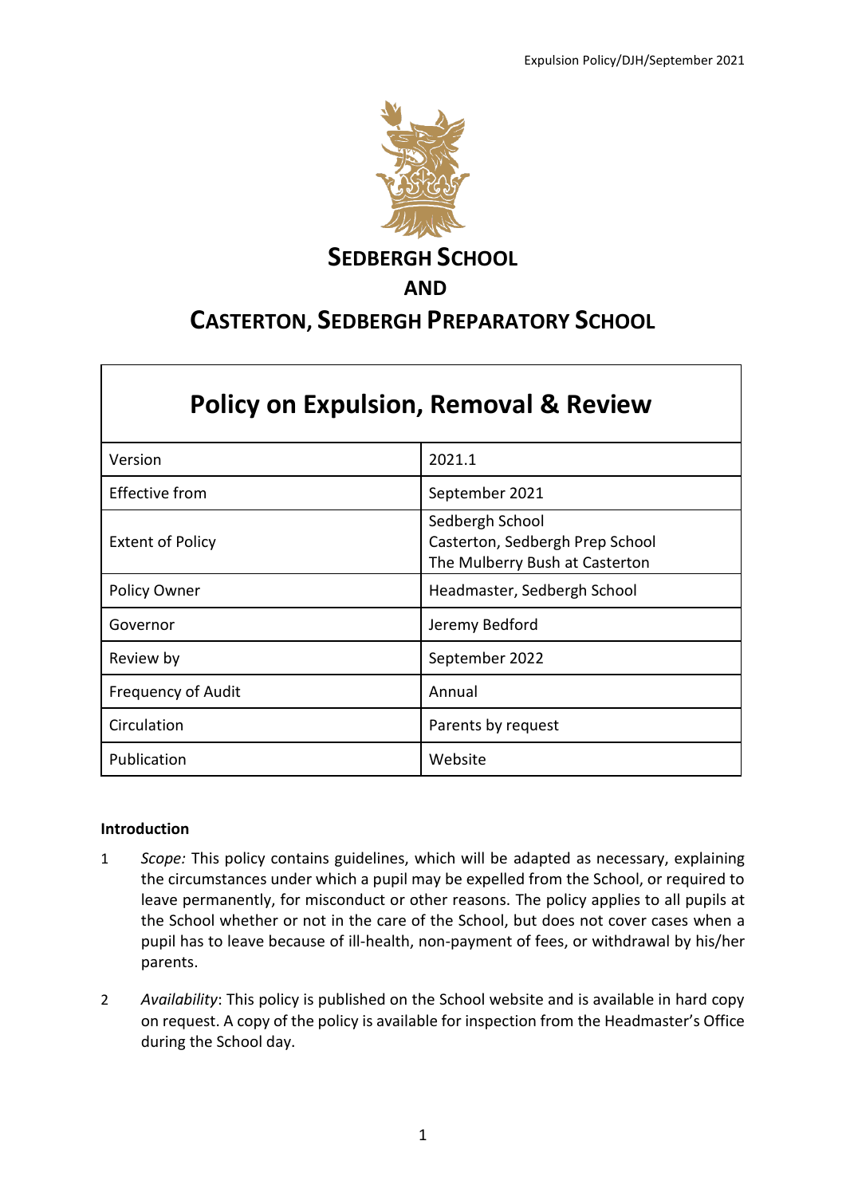# SEDBERGH SCHOOL
## AND
## CASTERTON, SEDBERGH PREPARATORY SCHOOL

| Policy on Expulsion, Removal & Review | |
|---|---|
| Version | 2021.1 |
| Effective from | September 2021 |
| Extent of Policy | Sedbergh School<br>Casterton, Sedbergh Prep School<br>The Mulberry Bush at Casterton |
| Policy Owner | Headmaster, Sedbergh School |
| Governor | Jeremy Bedford |
| Review by | September 2022 |
| Frequency of Audit | Annual |
| Circulation | Parents by request |
| Publication | Website |

**Introduction**

1 *Scope:* This policy contains guidelines, which will be adapted as necessary, explaining the circumstances under which a pupil may be expelled from the School, or required to leave permanently, for misconduct or other reasons. The policy applies to all pupils at the School whether or not in the care of the School, but does not cover cases when a pupil has to leave because of ill-health, non-payment of fees, or withdrawal by his/her parents.

2 *Availability*: This policy is published on the School website and is available in hard copy on request. A copy of the policy is available for inspection from the Headmaster's Office during the School day.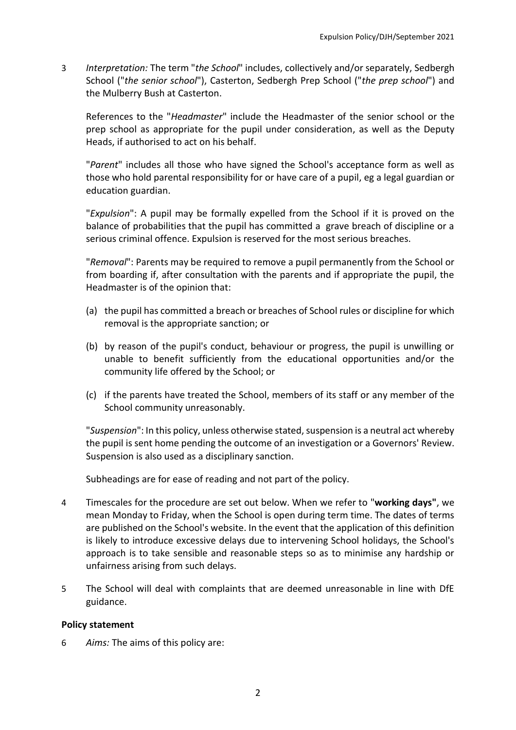3 *Interpretation:* The term "*the School*" includes, collectively and/or separately, Sedbergh School ("*the senior school*"), Casterton, Sedbergh Prep School ("*the prep school*") and the Mulberry Bush at Casterton.

References to the "*Headmaster*" include the Headmaster of the senior school or the prep school as appropriate for the pupil under consideration, as well as the Deputy Heads, if authorised to act on his behalf.

"*Parent*" includes all those who have signed the School's acceptance form as well as those who hold parental responsibility for or have care of a pupil, eg a legal guardian or education guardian.

"*Expulsion*": A pupil may be formally expelled from the School if it is proved on the balance of probabilities that the pupil has committed a grave breach of discipline or a serious criminal offence. Expulsion is reserved for the most serious breaches.

"*Removal*": Parents may be required to remove a pupil permanently from the School or from boarding if, after consultation with the parents and if appropriate the pupil, the Headmaster is of the opinion that:

(a) the pupil has committed a breach or breaches of School rules or discipline for which removal is the appropriate sanction; or

(b) by reason of the pupil's conduct, behaviour or progress, the pupil is unwilling or unable to benefit sufficiently from the educational opportunities and/or the community life offered by the School; or

(c) if the parents have treated the School, members of its staff or any member of the School community unreasonably.

"*Suspension*": In this policy, unless otherwise stated, suspension is a neutral act whereby the pupil is sent home pending the outcome of an investigation or a Governors' Review. Suspension is also used as a disciplinary sanction.

Subheadings are for ease of reading and not part of the policy.

4 Timescales for the procedure are set out below. When we refer to "**working days"**, we mean Monday to Friday, when the School is open during term time. The dates of terms are published on the School's website. In the event that the application of this definition is likely to introduce excessive delays due to intervening School holidays, the School's approach is to take sensible and reasonable steps so as to minimise any hardship or unfairness arising from such delays.

5 The School will deal with complaints that are deemed unreasonable in line with DfE guidance.

**Policy statement**

6 *Aims:* The aims of this policy are: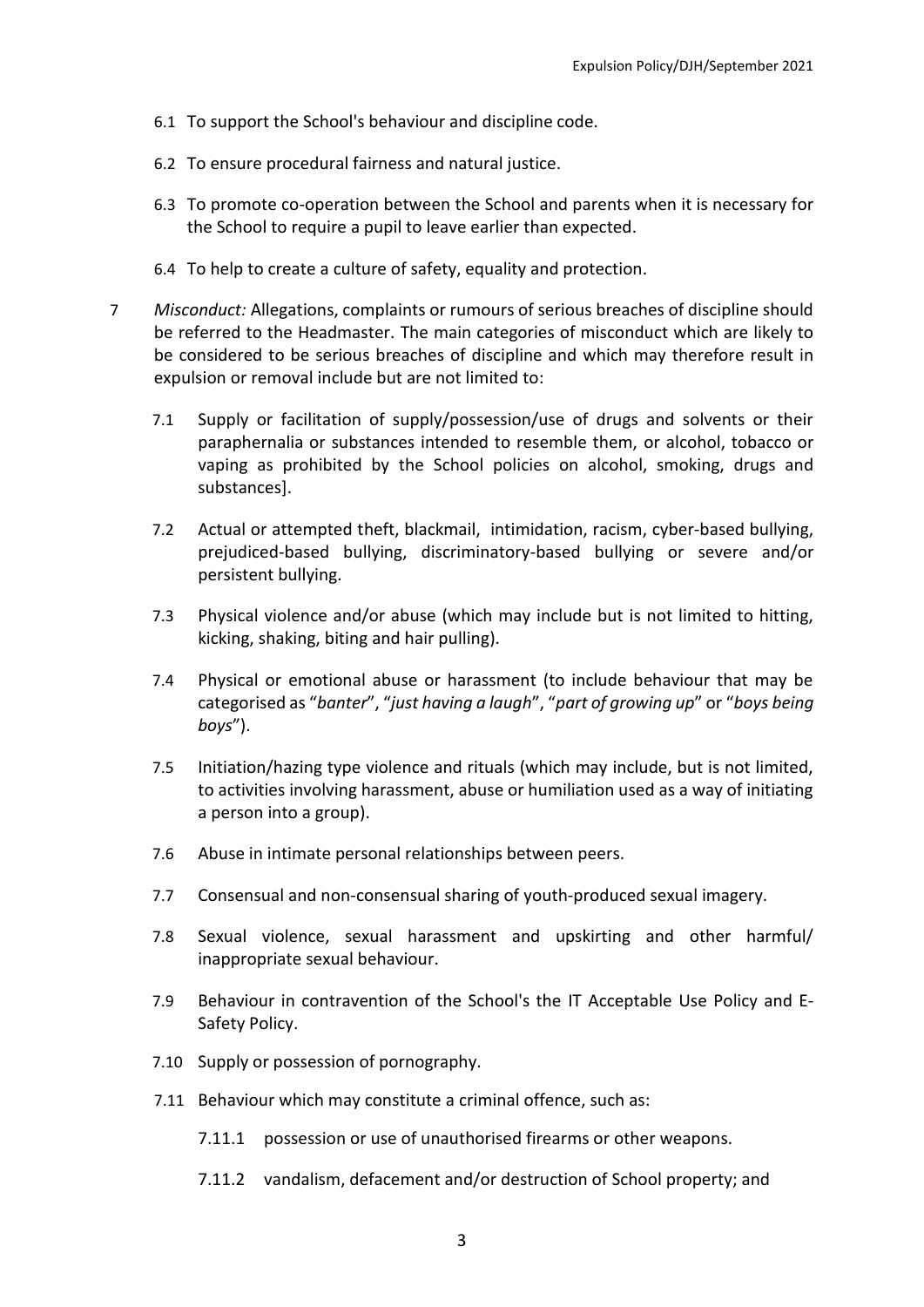6.1 To support the School's behaviour and discipline code.

6.2 To ensure procedural fairness and natural justice.

6.3 To promote co-operation between the School and parents when it is necessary for the School to require a pupil to leave earlier than expected.

6.4 To help to create a culture of safety, equality and protection.

7 *Misconduct:* Allegations, complaints or rumours of serious breaches of discipline should be referred to the Headmaster. The main categories of misconduct which are likely to be considered to be serious breaches of discipline and which may therefore result in expulsion or removal include but are not limited to:

7.1 Supply or facilitation of supply/possession/use of drugs and solvents or their paraphernalia or substances intended to resemble them, or alcohol, tobacco or vaping as prohibited by the School policies on alcohol, smoking, drugs and substances].

7.2 Actual or attempted theft, blackmail, intimidation, racism, cyber-based bullying, prejudiced-based bullying, discriminatory-based bullying or severe and/or persistent bullying.

7.3 Physical violence and/or abuse (which may include but is not limited to hitting, kicking, shaking, biting and hair pulling).

7.4 Physical or emotional abuse or harassment (to include behaviour that may be categorised as "*banter*", "*just having a laugh*", "*part of growing up*" or "*boys being boys*").

7.5 Initiation/hazing type violence and rituals (which may include, but is not limited, to activities involving harassment, abuse or humiliation used as a way of initiating a person into a group).

7.6 Abuse in intimate personal relationships between peers.

7.7 Consensual and non-consensual sharing of youth-produced sexual imagery.

7.8 Sexual violence, sexual harassment and upskirting and other harmful/ inappropriate sexual behaviour.

7.9 Behaviour in contravention of the School's the IT Acceptable Use Policy and E-Safety Policy.

7.10 Supply or possession of pornography.

7.11 Behaviour which may constitute a criminal offence, such as:

7.11.1 possession or use of unauthorised firearms or other weapons.

7.11.2 vandalism, defacement and/or destruction of School property; and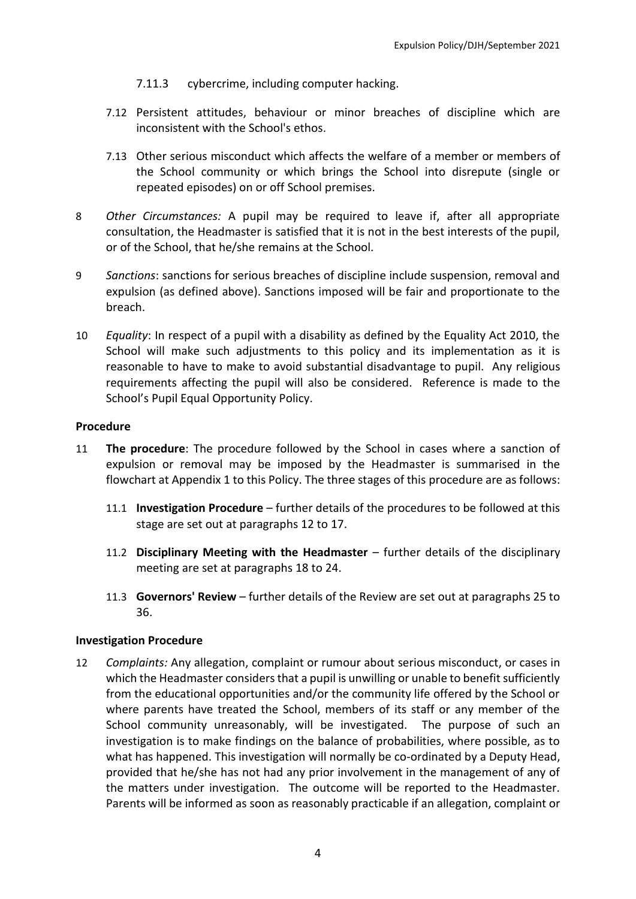7.11.3 cybercrime, including computer hacking.

7.12 Persistent attitudes, behaviour or minor breaches of discipline which are inconsistent with the School's ethos.

7.13 Other serious misconduct which affects the welfare of a member or members of the School community or which brings the School into disrepute (single or repeated episodes) on or off School premises.

8 *Other Circumstances:* A pupil may be required to leave if, after all appropriate consultation, the Headmaster is satisfied that it is not in the best interests of the pupil, or of the School, that he/she remains at the School.

9 *Sanctions*: sanctions for serious breaches of discipline include suspension, removal and expulsion (as defined above). Sanctions imposed will be fair and proportionate to the breach.

10 *Equality*: In respect of a pupil with a disability as defined by the Equality Act 2010, the School will make such adjustments to this policy and its implementation as it is reasonable to have to make to avoid substantial disadvantage to pupil. Any religious requirements affecting the pupil will also be considered. Reference is made to the School's Pupil Equal Opportunity Policy.

## Procedure

11 **The procedure**: The procedure followed by the School in cases where a sanction of expulsion or removal may be imposed by the Headmaster is summarised in the flowchart at Appendix 1 to this Policy. The three stages of this procedure are as follows:

11.1 **Investigation Procedure** – further details of the procedures to be followed at this stage are set out at paragraphs 12 to 17.

11.2 **Disciplinary Meeting with the Headmaster** – further details of the disciplinary meeting are set at paragraphs 18 to 24.

11.3 **Governors' Review** – further details of the Review are set out at paragraphs 25 to 36.

## Investigation Procedure

12 *Complaints:* Any allegation, complaint or rumour about serious misconduct, or cases in which the Headmaster considers that a pupil is unwilling or unable to benefit sufficiently from the educational opportunities and/or the community life offered by the School or where parents have treated the School, members of its staff or any member of the School community unreasonably, will be investigated. The purpose of such an investigation is to make findings on the balance of probabilities, where possible, as to what has happened. This investigation will normally be co-ordinated by a Deputy Head, provided that he/she has not had any prior involvement in the management of any of the matters under investigation. The outcome will be reported to the Headmaster. Parents will be informed as soon as reasonably practicable if an allegation, complaint or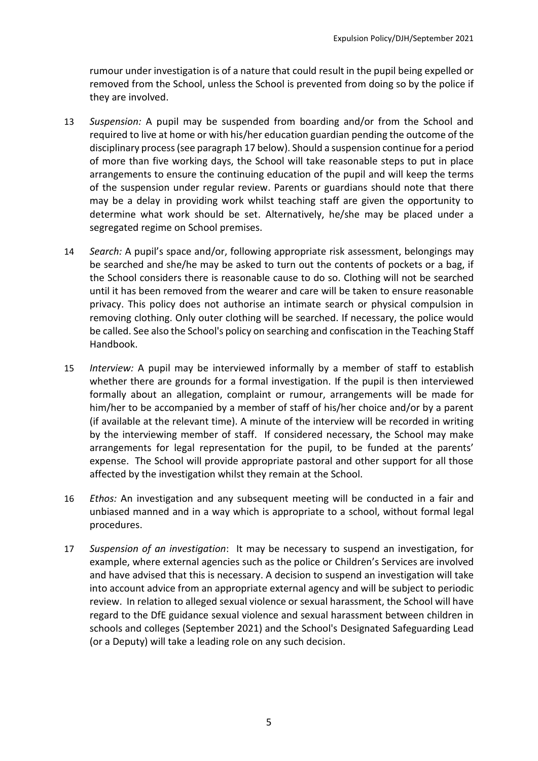rumour under investigation is of a nature that could result in the pupil being expelled or removed from the School, unless the School is prevented from doing so by the police if they are involved.

13 *Suspension:* A pupil may be suspended from boarding and/or from the School and required to live at home or with his/her education guardian pending the outcome of the disciplinary process (see paragraph 17 below). Should a suspension continue for a period of more than five working days, the School will take reasonable steps to put in place arrangements to ensure the continuing education of the pupil and will keep the terms of the suspension under regular review. Parents or guardians should note that there may be a delay in providing work whilst teaching staff are given the opportunity to determine what work should be set. Alternatively, he/she may be placed under a segregated regime on School premises.

14 *Search:* A pupil's space and/or, following appropriate risk assessment, belongings may be searched and she/he may be asked to turn out the contents of pockets or a bag, if the School considers there is reasonable cause to do so. Clothing will not be searched until it has been removed from the wearer and care will be taken to ensure reasonable privacy. This policy does not authorise an intimate search or physical compulsion in removing clothing. Only outer clothing will be searched. If necessary, the police would be called. See also the School's policy on searching and confiscation in the Teaching Staff Handbook.

15 *Interview:* A pupil may be interviewed informally by a member of staff to establish whether there are grounds for a formal investigation. If the pupil is then interviewed formally about an allegation, complaint or rumour, arrangements will be made for him/her to be accompanied by a member of staff of his/her choice and/or by a parent (if available at the relevant time). A minute of the interview will be recorded in writing by the interviewing member of staff. If considered necessary, the School may make arrangements for legal representation for the pupil, to be funded at the parents' expense. The School will provide appropriate pastoral and other support for all those affected by the investigation whilst they remain at the School.

16 *Ethos:* An investigation and any subsequent meeting will be conducted in a fair and unbiased manned and in a way which is appropriate to a school, without formal legal procedures.

17 *Suspension of an investigation*: It may be necessary to suspend an investigation, for example, where external agencies such as the police or Children's Services are involved and have advised that this is necessary. A decision to suspend an investigation will take into account advice from an appropriate external agency and will be subject to periodic review. In relation to alleged sexual violence or sexual harassment, the School will have regard to the DfE guidance sexual violence and sexual harassment between children in schools and colleges (September 2021) and the School's Designated Safeguarding Lead (or a Deputy) will take a leading role on any such decision.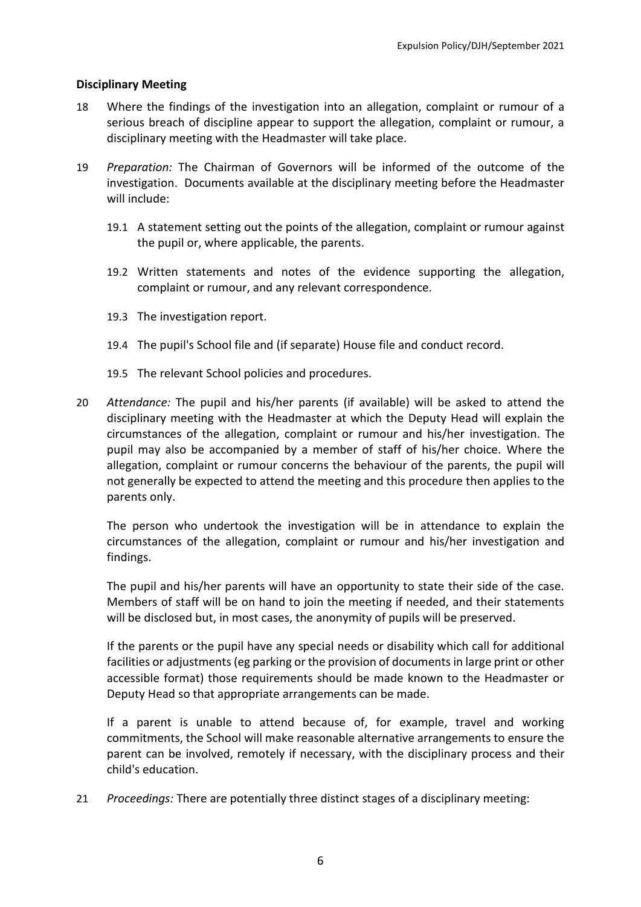**Disciplinary Meeting**

18 Where the findings of the investigation into an allegation, complaint or rumour of a serious breach of discipline appear to support the allegation, complaint or rumour, a disciplinary meeting with the Headmaster will take place.

19 *Preparation:* The Chairman of Governors will be informed of the outcome of the investigation. Documents available at the disciplinary meeting before the Headmaster will include:

 19.1 A statement setting out the points of the allegation, complaint or rumour against the pupil or, where applicable, the parents.

 19.2 Written statements and notes of the evidence supporting the allegation, complaint or rumour, and any relevant correspondence.

 19.3 The investigation report.

 19.4 The pupil's School file and (if separate) House file and conduct record.

 19.5 The relevant School policies and procedures.

20 *Attendance:* The pupil and his/her parents (if available) will be asked to attend the disciplinary meeting with the Headmaster at which the Deputy Head will explain the circumstances of the allegation, complaint or rumour and his/her investigation. The pupil may also be accompanied by a member of staff of his/her choice. Where the allegation, complaint or rumour concerns the behaviour of the parents, the pupil will not generally be expected to attend the meeting and this procedure then applies to the parents only.

 The person who undertook the investigation will be in attendance to explain the circumstances of the allegation, complaint or rumour and his/her investigation and findings.

 The pupil and his/her parents will have an opportunity to state their side of the case. Members of staff will be on hand to join the meeting if needed, and their statements will be disclosed but, in most cases, the anonymity of pupils will be preserved.

 If the parents or the pupil have any special needs or disability which call for additional facilities or adjustments (eg parking or the provision of documents in large print or other accessible format) those requirements should be made known to the Headmaster or Deputy Head so that appropriate arrangements can be made.

 If a parent is unable to attend because of, for example, travel and working commitments, the School will make reasonable alternative arrangements to ensure the parent can be involved, remotely if necessary, with the disciplinary process and their child's education.

21 *Proceedings:* There are potentially three distinct stages of a disciplinary meeting: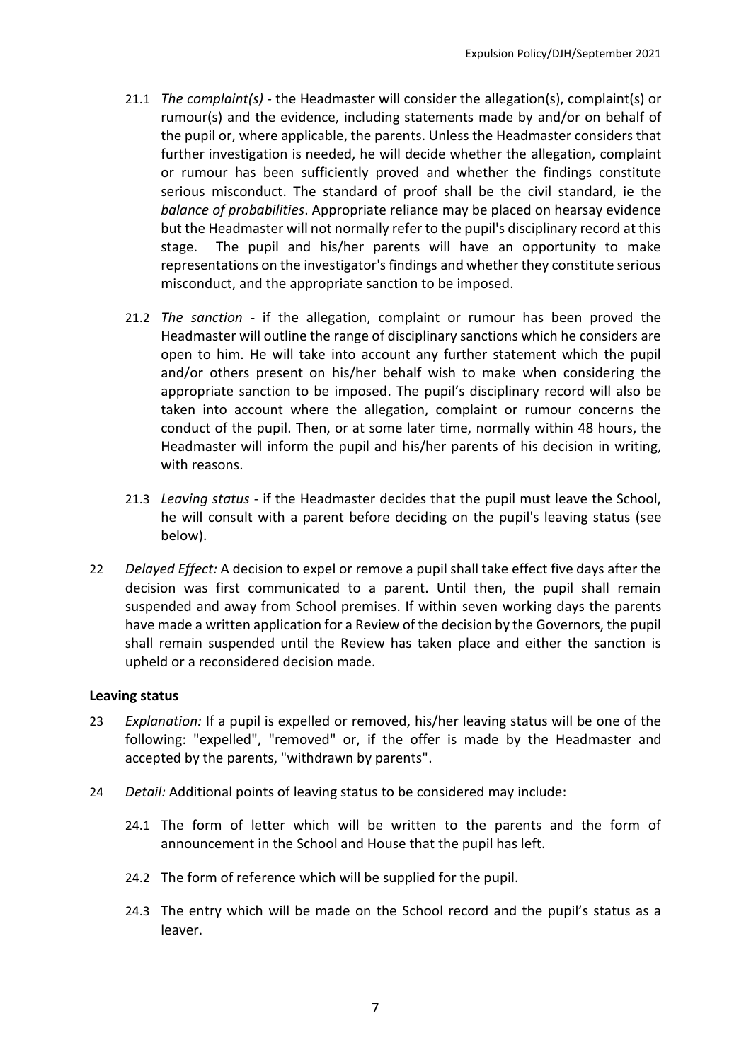21.1 *The complaint(s)* - the Headmaster will consider the allegation(s), complaint(s) or rumour(s) and the evidence, including statements made by and/or on behalf of the pupil or, where applicable, the parents. Unless the Headmaster considers that further investigation is needed, he will decide whether the allegation, complaint or rumour has been sufficiently proved and whether the findings constitute serious misconduct. The standard of proof shall be the civil standard, ie the *balance of probabilities*. Appropriate reliance may be placed on hearsay evidence but the Headmaster will not normally refer to the pupil's disciplinary record at this stage. The pupil and his/her parents will have an opportunity to make representations on the investigator's findings and whether they constitute serious misconduct, and the appropriate sanction to be imposed.

21.2 *The sanction* - if the allegation, complaint or rumour has been proved the Headmaster will outline the range of disciplinary sanctions which he considers are open to him. He will take into account any further statement which the pupil and/or others present on his/her behalf wish to make when considering the appropriate sanction to be imposed. The pupil's disciplinary record will also be taken into account where the allegation, complaint or rumour concerns the conduct of the pupil. Then, or at some later time, normally within 48 hours, the Headmaster will inform the pupil and his/her parents of his decision in writing, with reasons.

21.3 *Leaving status* - if the Headmaster decides that the pupil must leave the School, he will consult with a parent before deciding on the pupil's leaving status (see below).

22 *Delayed Effect:* A decision to expel or remove a pupil shall take effect five days after the decision was first communicated to a parent. Until then, the pupil shall remain suspended and away from School premises. If within seven working days the parents have made a written application for a Review of the decision by the Governors, the pupil shall remain suspended until the Review has taken place and either the sanction is upheld or a reconsidered decision made.

**Leaving status**

23 *Explanation:* If a pupil is expelled or removed, his/her leaving status will be one of the following: "expelled", "removed" or, if the offer is made by the Headmaster and accepted by the parents, "withdrawn by parents".

24 *Detail:* Additional points of leaving status to be considered may include:

24.1 The form of letter which will be written to the parents and the form of announcement in the School and House that the pupil has left.

24.2 The form of reference which will be supplied for the pupil.

24.3 The entry which will be made on the School record and the pupil's status as a leaver.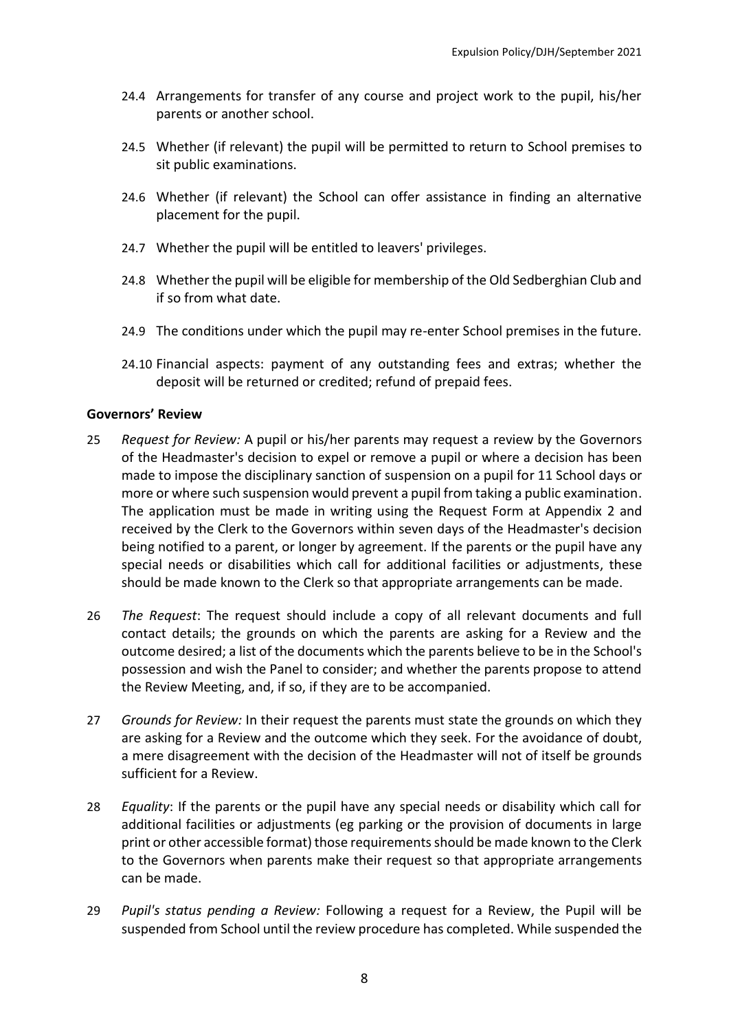24.4 Arrangements for transfer of any course and project work to the pupil, his/her parents or another school.

24.5 Whether (if relevant) the pupil will be permitted to return to School premises to sit public examinations.

24.6 Whether (if relevant) the School can offer assistance in finding an alternative placement for the pupil.

24.7 Whether the pupil will be entitled to leavers' privileges.

24.8 Whether the pupil will be eligible for membership of the Old Sedberghian Club and if so from what date.

24.9 The conditions under which the pupil may re-enter School premises in the future.

24.10 Financial aspects: payment of any outstanding fees and extras; whether the deposit will be returned or credited; refund of prepaid fees.

**Governors' Review**

25 *Request for Review:* A pupil or his/her parents may request a review by the Governors of the Headmaster's decision to expel or remove a pupil or where a decision has been made to impose the disciplinary sanction of suspension on a pupil for 11 School days or more or where such suspension would prevent a pupil from taking a public examination. The application must be made in writing using the Request Form at Appendix 2 and received by the Clerk to the Governors within seven days of the Headmaster's decision being notified to a parent, or longer by agreement. If the parents or the pupil have any special needs or disabilities which call for additional facilities or adjustments, these should be made known to the Clerk so that appropriate arrangements can be made.

26 *The Request*: The request should include a copy of all relevant documents and full contact details; the grounds on which the parents are asking for a Review and the outcome desired; a list of the documents which the parents believe to be in the School's possession and wish the Panel to consider; and whether the parents propose to attend the Review Meeting, and, if so, if they are to be accompanied.

27 *Grounds for Review:* In their request the parents must state the grounds on which they are asking for a Review and the outcome which they seek. For the avoidance of doubt, a mere disagreement with the decision of the Headmaster will not of itself be grounds sufficient for a Review.

28 *Equality*: If the parents or the pupil have any special needs or disability which call for additional facilities or adjustments (eg parking or the provision of documents in large print or other accessible format) those requirements should be made known to the Clerk to the Governors when parents make their request so that appropriate arrangements can be made.

29 *Pupil's status pending a Review:* Following a request for a Review, the Pupil will be suspended from School until the review procedure has completed. While suspended the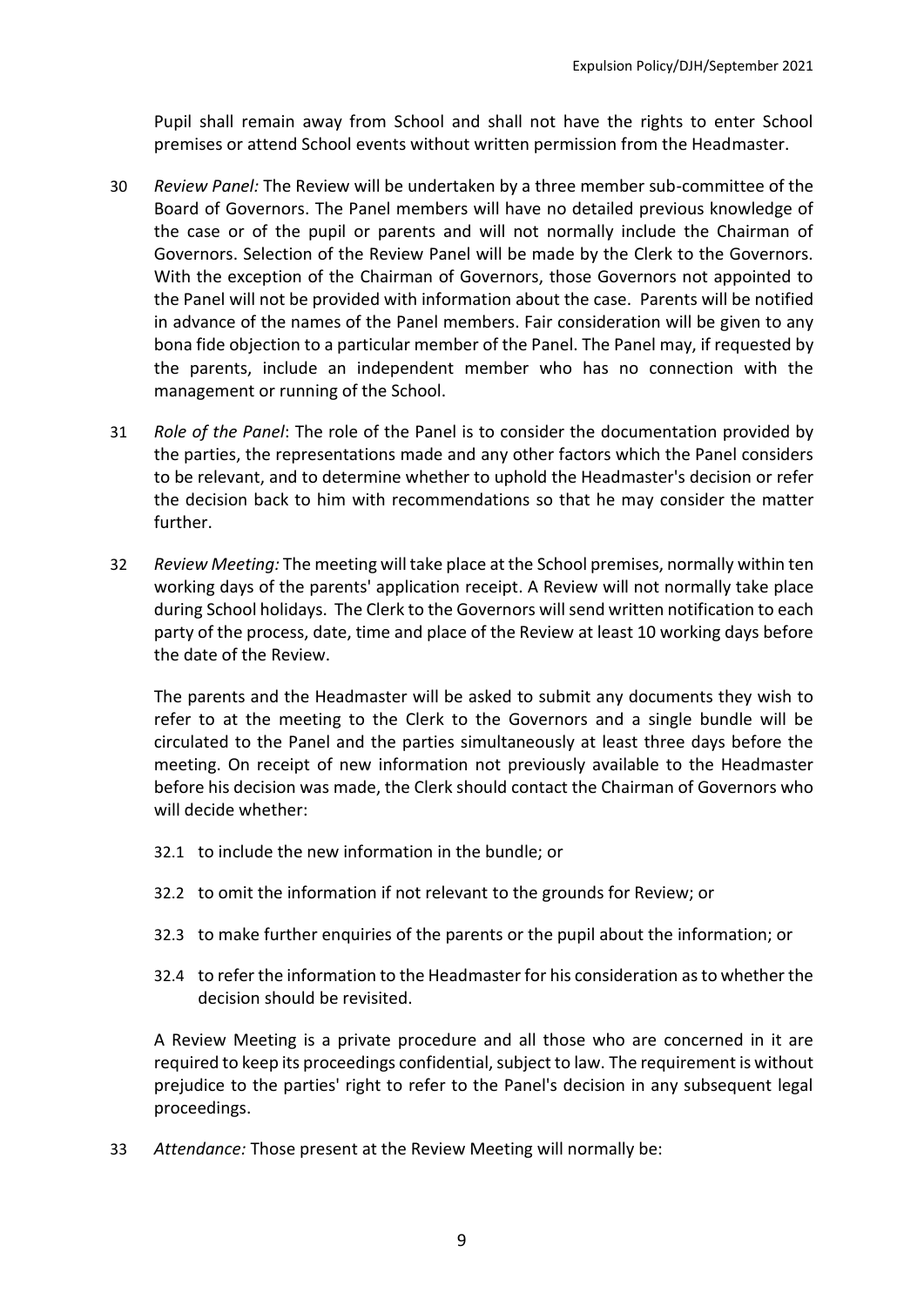Pupil shall remain away from School and shall not have the rights to enter School premises or attend School events without written permission from the Headmaster.

30 *Review Panel:* The Review will be undertaken by a three member sub-committee of the Board of Governors. The Panel members will have no detailed previous knowledge of the case or of the pupil or parents and will not normally include the Chairman of Governors. Selection of the Review Panel will be made by the Clerk to the Governors. With the exception of the Chairman of Governors, those Governors not appointed to the Panel will not be provided with information about the case. Parents will be notified in advance of the names of the Panel members. Fair consideration will be given to any bona fide objection to a particular member of the Panel. The Panel may, if requested by the parents, include an independent member who has no connection with the management or running of the School.

31 *Role of the Panel*: The role of the Panel is to consider the documentation provided by the parties, the representations made and any other factors which the Panel considers to be relevant, and to determine whether to uphold the Headmaster's decision or refer the decision back to him with recommendations so that he may consider the matter further.

32 *Review Meeting:* The meeting will take place at the School premises, normally within ten working days of the parents' application receipt. A Review will not normally take place during School holidays. The Clerk to the Governors will send written notification to each party of the process, date, time and place of the Review at least 10 working days before the date of the Review.

The parents and the Headmaster will be asked to submit any documents they wish to refer to at the meeting to the Clerk to the Governors and a single bundle will be circulated to the Panel and the parties simultaneously at least three days before the meeting. On receipt of new information not previously available to the Headmaster before his decision was made, the Clerk should contact the Chairman of Governors who will decide whether:

32.1 to include the new information in the bundle; or

32.2 to omit the information if not relevant to the grounds for Review; or

32.3 to make further enquiries of the parents or the pupil about the information; or

32.4 to refer the information to the Headmaster for his consideration as to whether the decision should be revisited.

A Review Meeting is a private procedure and all those who are concerned in it are required to keep its proceedings confidential, subject to law. The requirement is without prejudice to the parties' right to refer to the Panel's decision in any subsequent legal proceedings.

33 *Attendance:* Those present at the Review Meeting will normally be: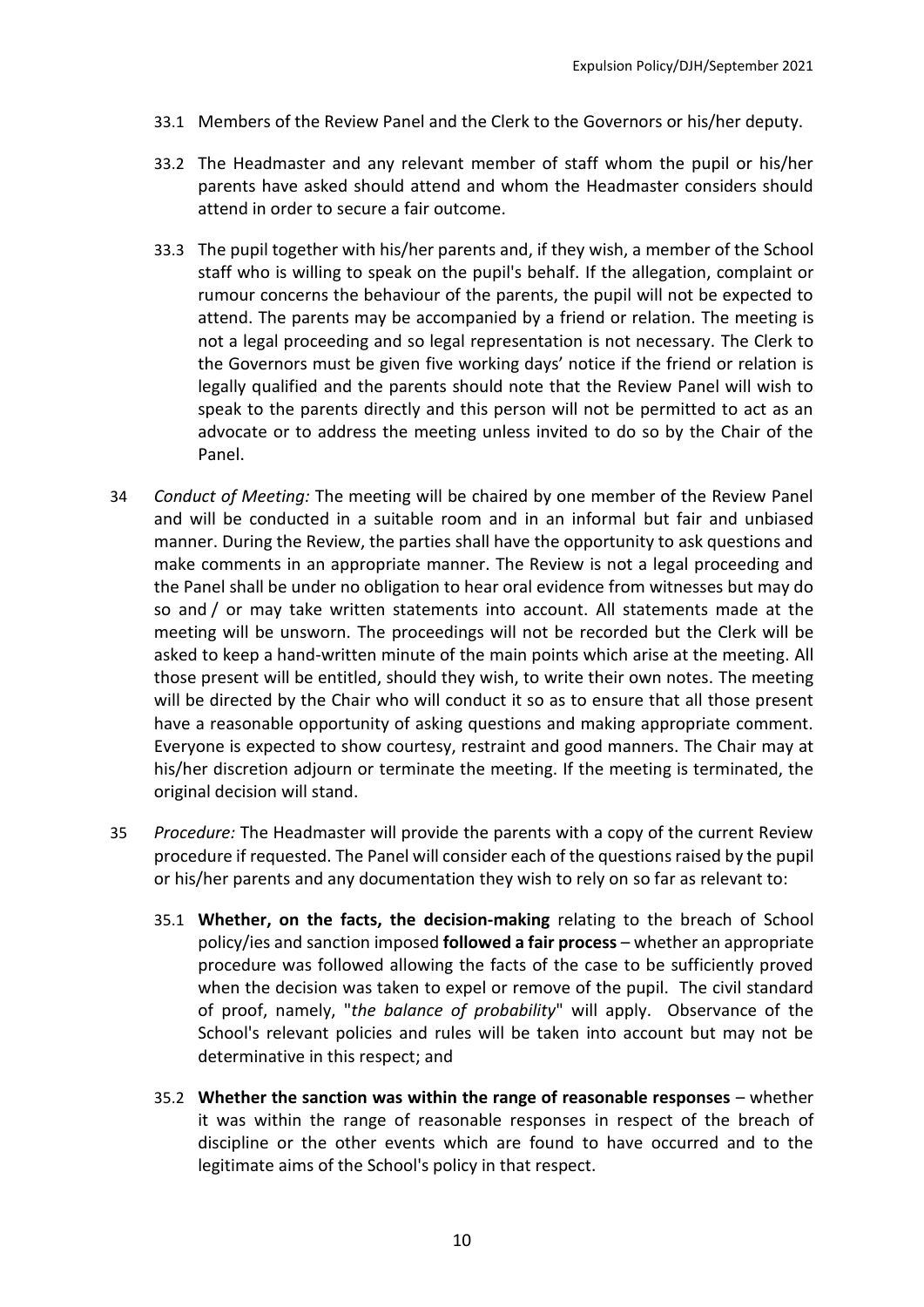33.1 Members of the Review Panel and the Clerk to the Governors or his/her deputy.

33.2 The Headmaster and any relevant member of staff whom the pupil or his/her parents have asked should attend and whom the Headmaster considers should attend in order to secure a fair outcome.

33.3 The pupil together with his/her parents and, if they wish, a member of the School staff who is willing to speak on the pupil's behalf. If the allegation, complaint or rumour concerns the behaviour of the parents, the pupil will not be expected to attend. The parents may be accompanied by a friend or relation. The meeting is not a legal proceeding and so legal representation is not necessary. The Clerk to the Governors must be given five working days' notice if the friend or relation is legally qualified and the parents should note that the Review Panel will wish to speak to the parents directly and this person will not be permitted to act as an advocate or to address the meeting unless invited to do so by the Chair of the Panel.

34 *Conduct of Meeting:* The meeting will be chaired by one member of the Review Panel and will be conducted in a suitable room and in an informal but fair and unbiased manner. During the Review, the parties shall have the opportunity to ask questions and make comments in an appropriate manner. The Review is not a legal proceeding and the Panel shall be under no obligation to hear oral evidence from witnesses but may do so and / or may take written statements into account. All statements made at the meeting will be unsworn. The proceedings will not be recorded but the Clerk will be asked to keep a hand-written minute of the main points which arise at the meeting. All those present will be entitled, should they wish, to write their own notes. The meeting will be directed by the Chair who will conduct it so as to ensure that all those present have a reasonable opportunity of asking questions and making appropriate comment. Everyone is expected to show courtesy, restraint and good manners. The Chair may at his/her discretion adjourn or terminate the meeting. If the meeting is terminated, the original decision will stand.

35 *Procedure:* The Headmaster will provide the parents with a copy of the current Review procedure if requested. The Panel will consider each of the questions raised by the pupil or his/her parents and any documentation they wish to rely on so far as relevant to:

35.1 **Whether, on the facts, the decision-making** relating to the breach of School policy/ies and sanction imposed **followed a fair process** – whether an appropriate procedure was followed allowing the facts of the case to be sufficiently proved when the decision was taken to expel or remove of the pupil. The civil standard of proof, namely, "*the balance of probability*" will apply. Observance of the School's relevant policies and rules will be taken into account but may not be determinative in this respect; and

35.2 **Whether the sanction was within the range of reasonable responses** – whether it was within the range of reasonable responses in respect of the breach of discipline or the other events which are found to have occurred and to the legitimate aims of the School's policy in that respect.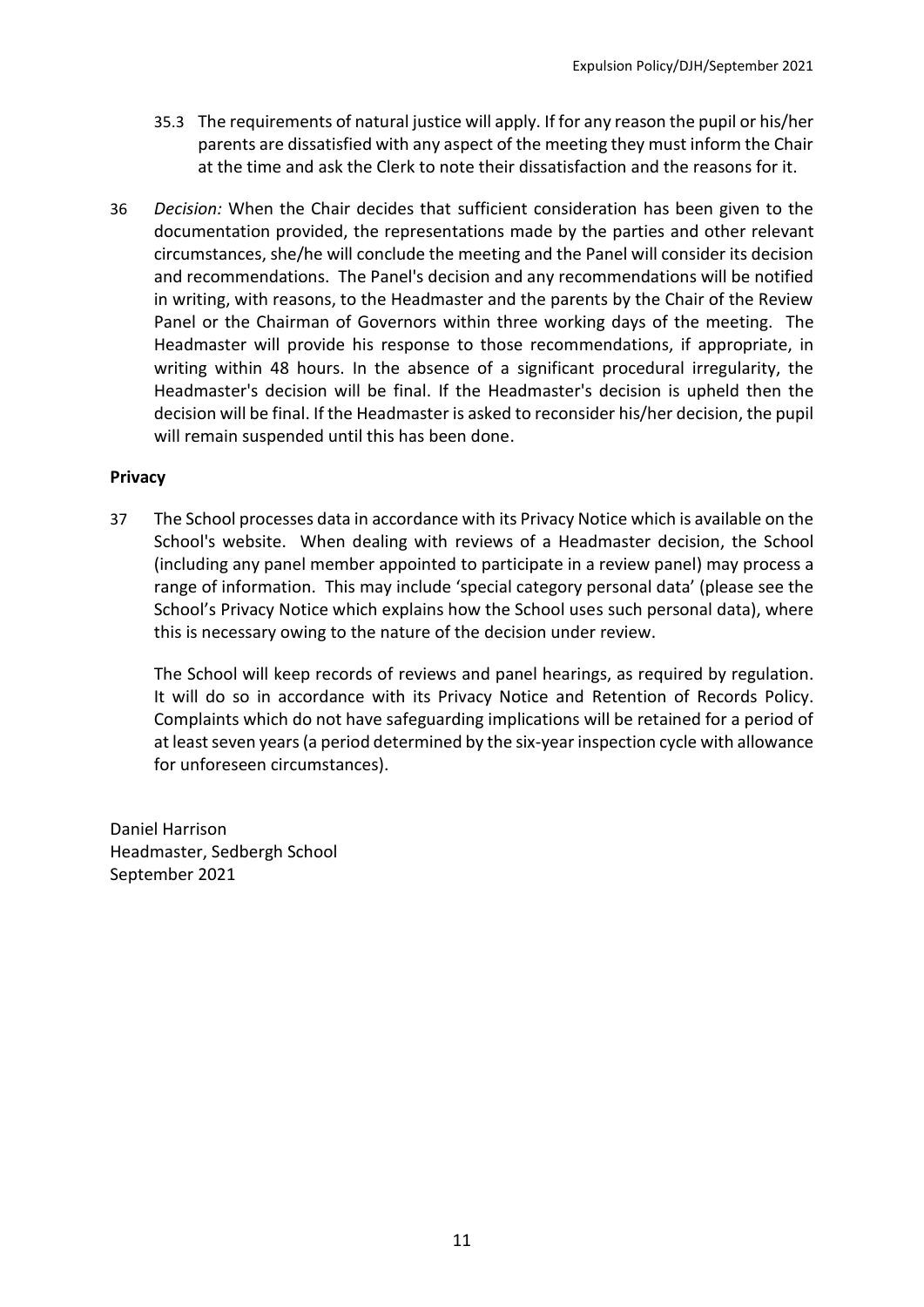35.3 The requirements of natural justice will apply. If for any reason the pupil or his/her parents are dissatisfied with any aspect of the meeting they must inform the Chair at the time and ask the Clerk to note their dissatisfaction and the reasons for it.

36 *Decision:* When the Chair decides that sufficient consideration has been given to the documentation provided, the representations made by the parties and other relevant circumstances, she/he will conclude the meeting and the Panel will consider its decision and recommendations. The Panel's decision and any recommendations will be notified in writing, with reasons, to the Headmaster and the parents by the Chair of the Review Panel or the Chairman of Governors within three working days of the meeting. The Headmaster will provide his response to those recommendations, if appropriate, in writing within 48 hours. In the absence of a significant procedural irregularity, the Headmaster's decision will be final. If the Headmaster's decision is upheld then the decision will be final. If the Headmaster is asked to reconsider his/her decision, the pupil will remain suspended until this has been done.

**Privacy**

37 The School processes data in accordance with its Privacy Notice which is available on the School's website. When dealing with reviews of a Headmaster decision, the School (including any panel member appointed to participate in a review panel) may process a range of information. This may include 'special category personal data' (please see the School's Privacy Notice which explains how the School uses such personal data), where this is necessary owing to the nature of the decision under review.

The School will keep records of reviews and panel hearings, as required by regulation. It will do so in accordance with its Privacy Notice and Retention of Records Policy. Complaints which do not have safeguarding implications will be retained for a period of at least seven years (a period determined by the six-year inspection cycle with allowance for unforeseen circumstances).

Daniel Harrison
Headmaster, Sedbergh School
September 2021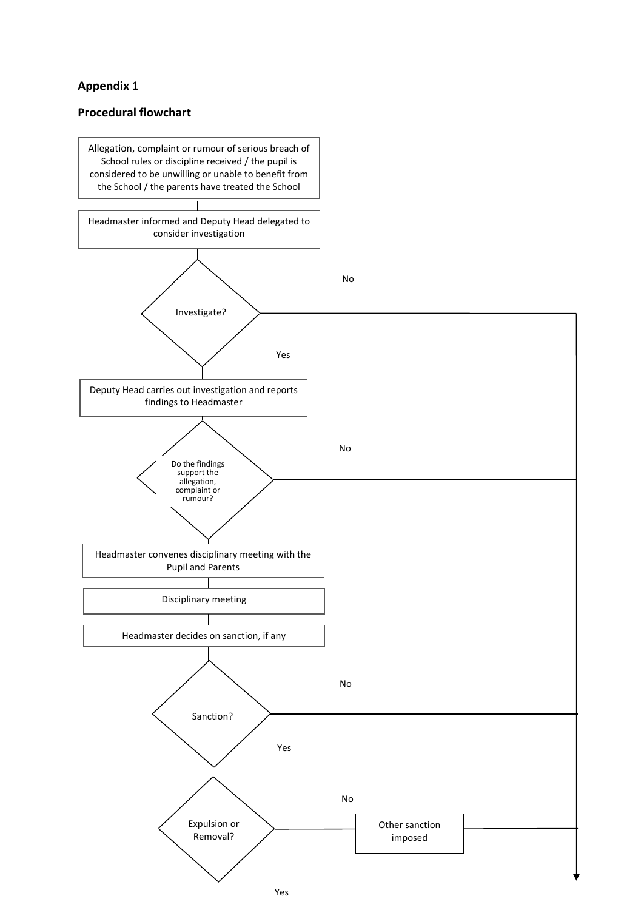**Appendix 1**

**Procedural flowchart**

Allegation, complaint or rumour of serious breach of School rules or discipline received / the pupil is considered to be unwilling or unable to benefit from the School / the parents have treated the School

Headmaster informed and Deputy Head delegated to consider investigation

Investigate?

No

Yes

Deputy Head carries out investigation and reports findings to Headmaster

Do the findings support the allegation, complaint or rumour?

No

Headmaster convenes disciplinary meeting with the Pupil and Parents

Disciplinary meeting

Headmaster decides on sanction, if any

Sanction?

No

Yes

Expulsion or Removal?

No

Other sanction imposed

Yes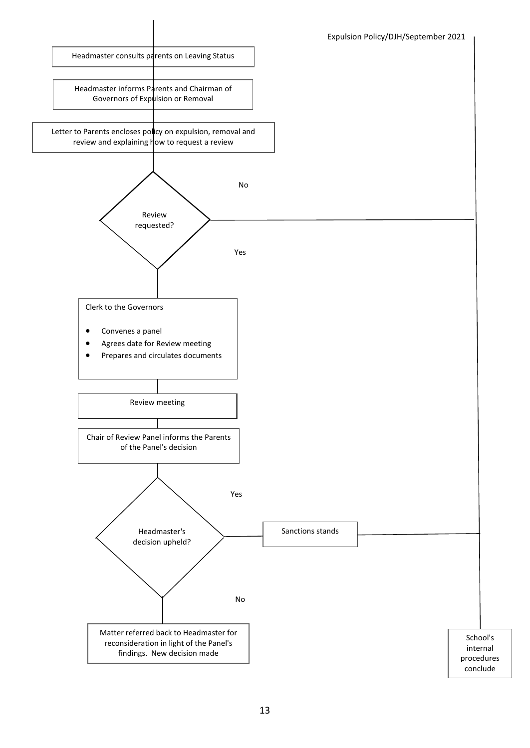Headmaster consults parents on Leaving Status

Headmaster informs Parents and Chairman of Governors of Expulsion or Removal

Letter to Parents encloses policy on expulsion, removal and review and explaining how to request a review

Review requested?

No

Yes

Clerk to the Governors

- Convenes a panel
- Agrees date for Review meeting
- Prepares and circulates documents

Review meeting

Chair of Review Panel informs the Parents of the Panel's decision

Headmaster's decision upheld?

Yes

Sanctions stands

No

Matter referred back to Headmaster for reconsideration in light of the Panel's findings. New decision made

School's internal procedures conclude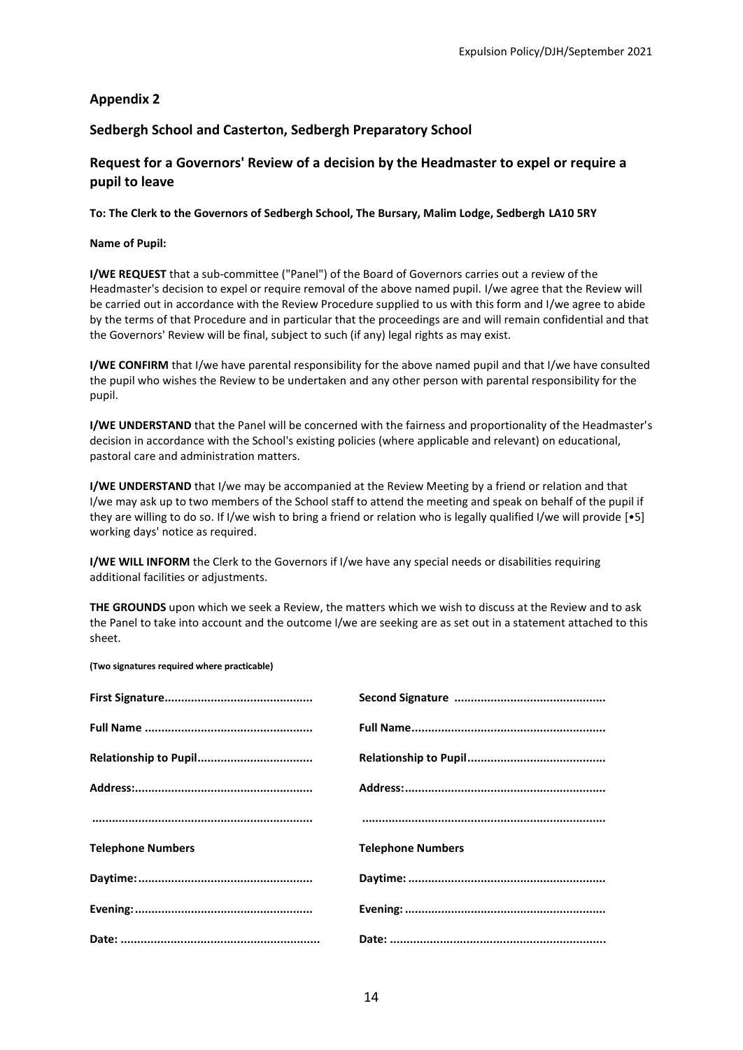## Appendix 2

## Sedbergh School and Casterton, Sedbergh Preparatory School

## Request for a Governors' Review of a decision by the Headmaster to expel or require a pupil to leave

**To: The Clerk to the Governors of Sedbergh School, The Bursary, Malim Lodge, Sedbergh LA10 5RY**

**Name of Pupil:**

**I/WE REQUEST** that a sub-committee ("Panel") of the Board of Governors carries out a review of the Headmaster's decision to expel or require removal of the above named pupil. I/we agree that the Review will be carried out in accordance with the Review Procedure supplied to us with this form and I/we agree to abide by the terms of that Procedure and in particular that the proceedings are and will remain confidential and that the Governors' Review will be final, subject to such (if any) legal rights as may exist.

**I/WE CONFIRM** that I/we have parental responsibility for the above named pupil and that I/we have consulted the pupil who wishes the Review to be undertaken and any other person with parental responsibility for the pupil.

**I/WE UNDERSTAND** that the Panel will be concerned with the fairness and proportionality of the Headmaster's decision in accordance with the School's existing policies (where applicable and relevant) on educational, pastoral care and administration matters.

**I/WE UNDERSTAND** that I/we may be accompanied at the Review Meeting by a friend or relation and that I/we may ask up to two members of the School staff to attend the meeting and speak on behalf of the pupil if they are willing to do so. If I/we wish to bring a friend or relation who is legally qualified I/we will provide [•5] working days' notice as required.

**I/WE WILL INFORM** the Clerk to the Governors if I/we have any special needs or disabilities requiring additional facilities or adjustments.

**THE GROUNDS** upon which we seek a Review, the matters which we wish to discuss at the Review and to ask the Panel to take into account and the outcome I/we are seeking are as set out in a statement attached to this sheet.

**(Two signatures required where practicable)**

| | |
|---|---|
| **First Signature............................................** | **Second Signature .............................................** |
| **Full Name ..................................................** | **Full Name..........................................................** |
| **Relationship to Pupil..................................** | **Relationship to Pupil.........................................** |
| **Address:.....................................................** | **Address:............................................................** |
| **..................................................................** | **.........................................................................** |
| **Telephone Numbers** | **Telephone Numbers** |
| **Daytime:....................................................** | **Daytime: ...........................................................** |
| **Evening:.....................................................** | **Evening: ............................................................** |
| **Date: ...........................................................** | **Date: .................................................................** |